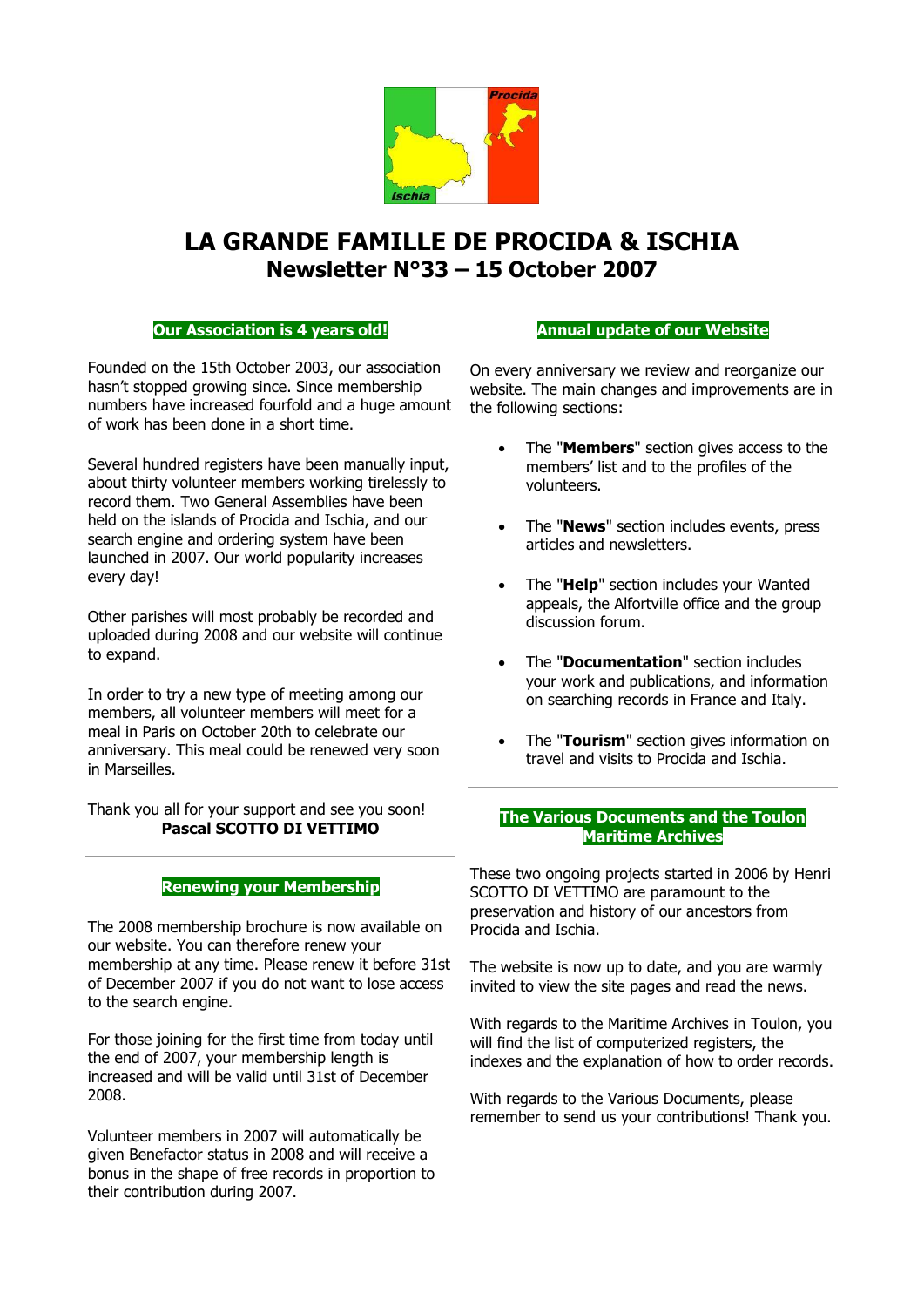# LA GRANDE FAMILLE DE PROCIDA & ISCHIA

## Newsletter N°33 – 15 October 2007

### Our Association is 4 years old!

Founded on the 15th October 2003, our association hasn't stopped growing since. Since membership numbers have increased fourfold and a huge amount of work has been done in a short time.

Several hundred registers have been manually input, about thirty volunteer members working tirelessly to record them. Two General Assemblies have been held on the islands of Procida and Ischia, and our search engine and ordering system have been launched in 2007. Our world popularity increases every day!

Other parishes will most probably be recorded and uploaded during 2008 and our website will continue to expand.

In order to try a new type of meeting among our members, all volunteer members will meet for a meal in Paris on October 20th to celebrate our anniversary. This meal could be renewed very soon in Marseilles.

Thank you all for your support and see you soon!

**Pascal SCOTTO DI VETTIMO**

### Renewing your Membership

The 2008 membership brochure is now available on our website. You can therefore renew your membership at any time. Please renew it before 31st of December 2007 if you do not want to lose access to the search engine.

For those joining for the first time from today until the end of 2007, your membership length is increased and will be valid until 31st of December 2008.

Volunteer members in 2007 will automatically be given Benefactor status in 2008 and will receive a bonus in the shape of free records in proportion to their contribution during 2007.

### Annual update of our Website

On every anniversary we review and reorganize our website. The main changes and improvements are in the following sections:

- The "**Members**" section gives access to the members' list and to the profiles of the volunteers.
- The "**News**" section includes events, press articles and newsletters.
- The "**Help**" section includes your Wanted appeals, the Alfortville office and the group discussion forum.
- The "**Documentation**" section includes your work and publications, and information on searching records in France and Italy.
- The "**Tourism**" section gives information on travel and visits to Procida and Ischia.

### The Various Documents and the Toulon Maritime Archives

These two ongoing projects started in 2006 by Henri SCOTTO DI VETTIMO are paramount to the preservation and history of our ancestors from Procida and Ischia.

The website is now up to date, and you are warmly invited to view the site pages and read the news.

With regards to the Maritime Archives in Toulon, you will find the list of computerized registers, the indexes and the explanation of how to order records.

With regards to the Various Documents, please remember to send us your contributions! Thank you.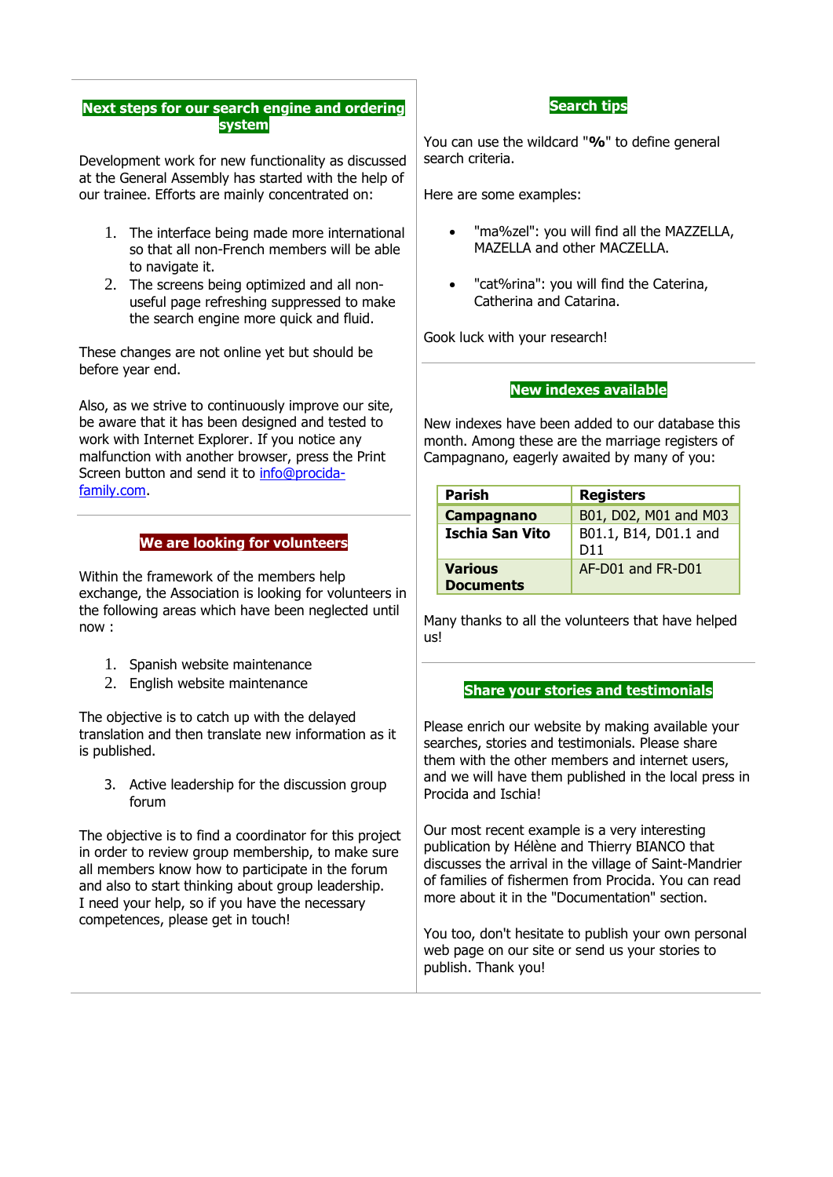## Next steps for our search engine and ordering system

Development work for new functionality as discussed at the General Assembly has started with the help of our trainee. Efforts are mainly concentrated on:

1. The interface being made more international so that all non-French members will be able to navigate it.
2. The screens being optimized and all non-useful page refreshing suppressed to make the search engine more quick and fluid.

These changes are not online yet but should be before year end.

Also, as we strive to continuously improve our site, be aware that it has been designed and tested to work with Internet Explorer. If you notice any malfunction with another browser, press the Print Screen button and send it to info@procida-family.com.

## We are looking for volunteers

Within the framework of the members help exchange, the Association is looking for volunteers in the following areas which have been neglected until now :

1. Spanish website maintenance
2. English website maintenance

The objective is to catch up with the delayed translation and then translate new information as it is published.

3. Active leadership for the discussion group forum

The objective is to find a coordinator for this project in order to review group membership, to make sure all members know how to participate in the forum and also to start thinking about group leadership. I need your help, so if you have the necessary competences, please get in touch!

## Search tips

You can use the wildcard "**%**" to define general search criteria.

Here are some examples:

- "ma%zel": you will find all the MAZZELLA, MAZELLA and other MACZELLA.
- "cat%rina": you will find the Caterina, Catherina and Catarina.

Gook luck with your research!

## New indexes available

New indexes have been added to our database this month. Among these are the marriage registers of Campagnano, eagerly awaited by many of you:

| Parish | Registers |
|---|---|
| **Campagnano** | B01, D02, M01 and M03 |
| **Ischia San Vito** | B01.1, B14, D01.1 and D11 |
| **Various Documents** | AF-D01 and FR-D01 |

Many thanks to all the volunteers that have helped us!

## Share your stories and testimonials

Please enrich our website by making available your searches, stories and testimonials. Please share them with the other members and internet users, and we will have them published in the local press in Procida and Ischia!

Our most recent example is a very interesting publication by Hélène and Thierry BIANCO that discusses the arrival in the village of Saint-Mandrier of families of fishermen from Procida. You can read more about it in the "Documentation" section.

You too, don't hesitate to publish your own personal web page on our site or send us your stories to publish. Thank you!